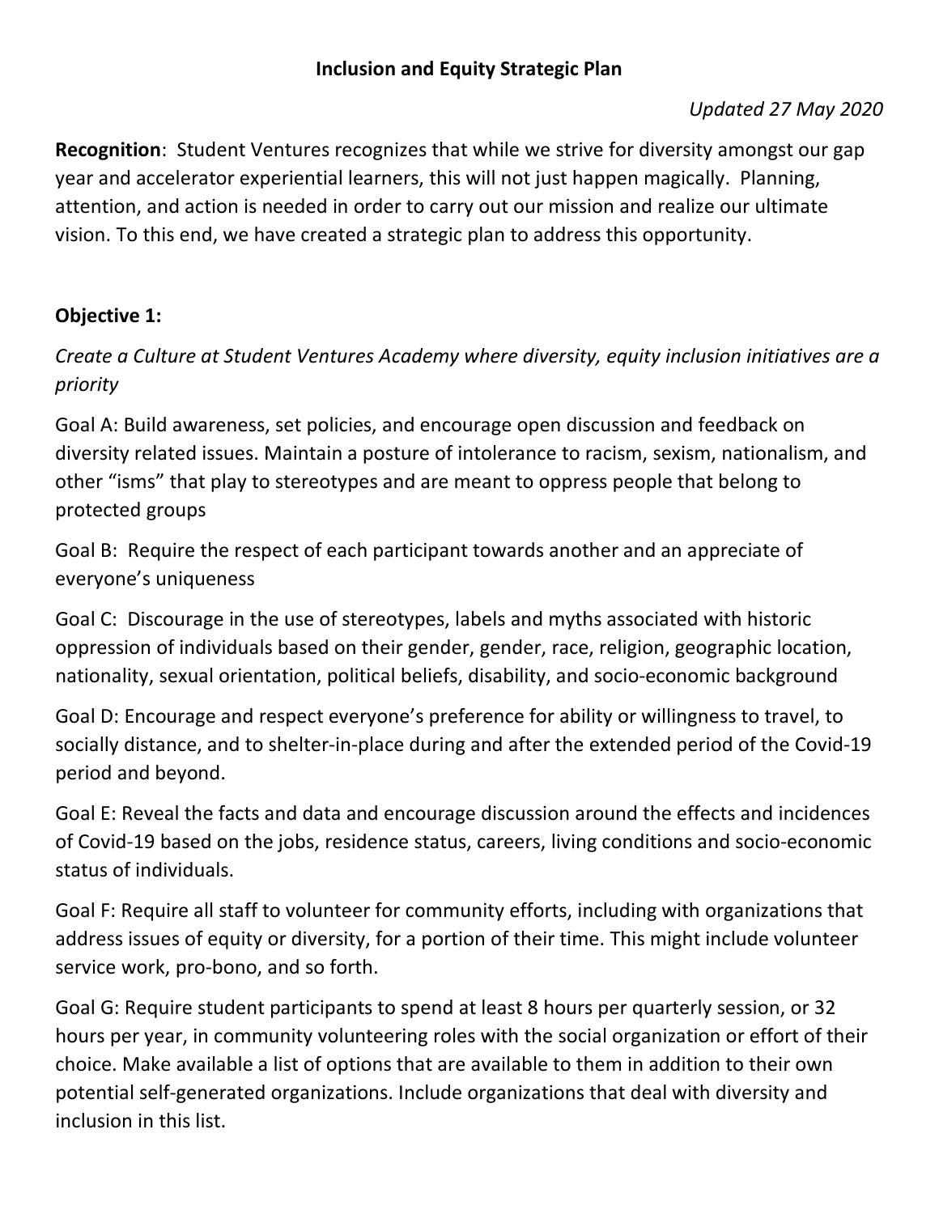# Inclusion and Equity Strategic Plan

*Updated 27 May 2020*

**Recognition**: Student Ventures recognizes that while we strive for diversity amongst our gap year and accelerator experiential learners, this will not just happen magically. Planning, attention, and action is needed in order to carry out our mission and realize our ultimate vision. To this end, we have created a strategic plan to address this opportunity.

## Objective 1:

*Create a Culture at Student Ventures Academy where diversity, equity inclusion initiatives are a priority*

Goal A: Build awareness, set policies, and encourage open discussion and feedback on diversity related issues. Maintain a posture of intolerance to racism, sexism, nationalism, and other "isms" that play to stereotypes and are meant to oppress people that belong to protected groups

Goal B: Require the respect of each participant towards another and an appreciate of everyone's uniqueness

Goal C: Discourage in the use of stereotypes, labels and myths associated with historic oppression of individuals based on their gender, gender, race, religion, geographic location, nationality, sexual orientation, political beliefs, disability, and socio-economic background

Goal D: Encourage and respect everyone's preference for ability or willingness to travel, to socially distance, and to shelter-in-place during and after the extended period of the Covid-19 period and beyond.

Goal E: Reveal the facts and data and encourage discussion around the effects and incidences of Covid-19 based on the jobs, residence status, careers, living conditions and socio-economic status of individuals.

Goal F: Require all staff to volunteer for community efforts, including with organizations that address issues of equity or diversity, for a portion of their time. This might include volunteer service work, pro-bono, and so forth.

Goal G: Require student participants to spend at least 8 hours per quarterly session, or 32 hours per year, in community volunteering roles with the social organization or effort of their choice. Make available a list of options that are available to them in addition to their own potential self-generated organizations. Include organizations that deal with diversity and inclusion in this list.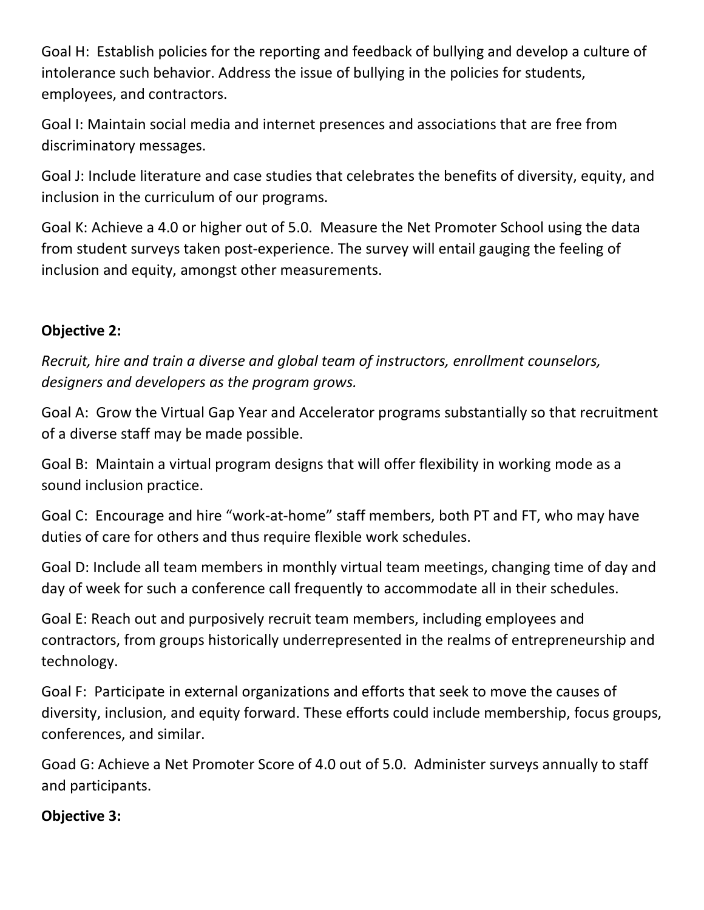Goal H: Establish policies for the reporting and feedback of bullying and develop a culture of intolerance such behavior. Address the issue of bullying in the policies for students, employees, and contractors.

Goal I: Maintain social media and internet presences and associations that are free from discriminatory messages.

Goal J: Include literature and case studies that celebrates the benefits of diversity, equity, and inclusion in the curriculum of our programs.

Goal K: Achieve a 4.0 or higher out of 5.0. Measure the Net Promoter School using the data from student surveys taken post-experience. The survey will entail gauging the feeling of inclusion and equity, amongst other measurements.

**Objective 2:**

*Recruit, hire and train a diverse and global team of instructors, enrollment counselors, designers and developers as the program grows.*

Goal A: Grow the Virtual Gap Year and Accelerator programs substantially so that recruitment of a diverse staff may be made possible.

Goal B: Maintain a virtual program designs that will offer flexibility in working mode as a sound inclusion practice.

Goal C: Encourage and hire "work-at-home" staff members, both PT and FT, who may have duties of care for others and thus require flexible work schedules.

Goal D: Include all team members in monthly virtual team meetings, changing time of day and day of week for such a conference call frequently to accommodate all in their schedules.

Goal E: Reach out and purposively recruit team members, including employees and contractors, from groups historically underrepresented in the realms of entrepreneurship and technology.

Goal F: Participate in external organizations and efforts that seek to move the causes of diversity, inclusion, and equity forward. These efforts could include membership, focus groups, conferences, and similar.

Goad G: Achieve a Net Promoter Score of 4.0 out of 5.0. Administer surveys annually to staff and participants.

**Objective 3:**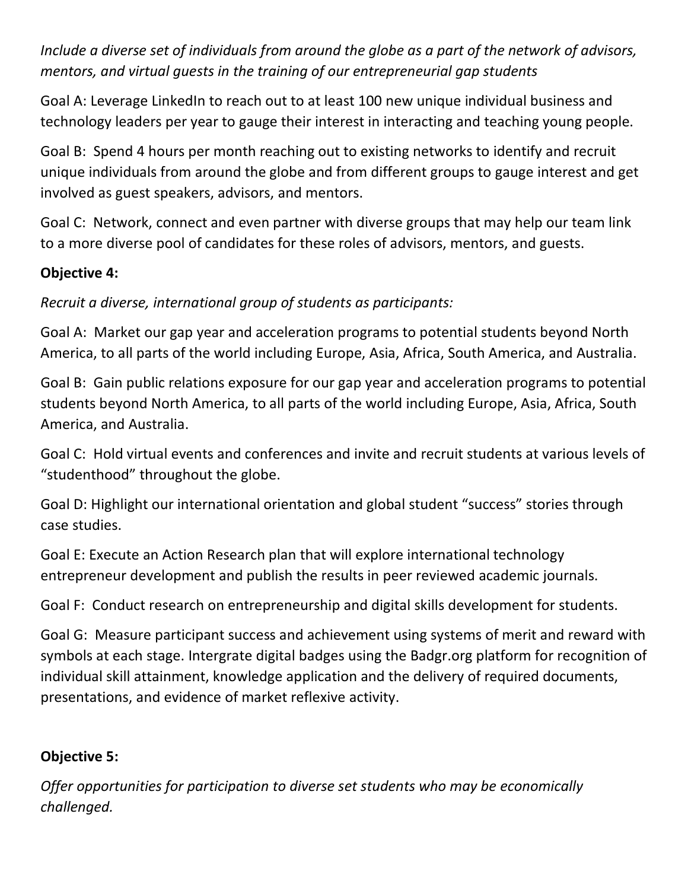*Include a diverse set of individuals from around the globe as a part of the network of advisors, mentors, and virtual guests in the training of our entrepreneurial gap students*

Goal A: Leverage LinkedIn to reach out to at least 100 new unique individual business and technology leaders per year to gauge their interest in interacting and teaching young people.

Goal B: Spend 4 hours per month reaching out to existing networks to identify and recruit unique individuals from around the globe and from different groups to gauge interest and get involved as guest speakers, advisors, and mentors.

Goal C: Network, connect and even partner with diverse groups that may help our team link to a more diverse pool of candidates for these roles of advisors, mentors, and guests.

**Objective 4:**

*Recruit a diverse, international group of students as participants:*

Goal A: Market our gap year and acceleration programs to potential students beyond North America, to all parts of the world including Europe, Asia, Africa, South America, and Australia.

Goal B: Gain public relations exposure for our gap year and acceleration programs to potential students beyond North America, to all parts of the world including Europe, Asia, Africa, South America, and Australia.

Goal C: Hold virtual events and conferences and invite and recruit students at various levels of "studenthood" throughout the globe.

Goal D: Highlight our international orientation and global student "success" stories through case studies.

Goal E: Execute an Action Research plan that will explore international technology entrepreneur development and publish the results in peer reviewed academic journals.

Goal F: Conduct research on entrepreneurship and digital skills development for students.

Goal G: Measure participant success and achievement using systems of merit and reward with symbols at each stage. Intergrate digital badges using the Badgr.org platform for recognition of individual skill attainment, knowledge application and the delivery of required documents, presentations, and evidence of market reflexive activity.

**Objective 5:**

*Offer opportunities for participation to diverse set students who may be economically challenged.*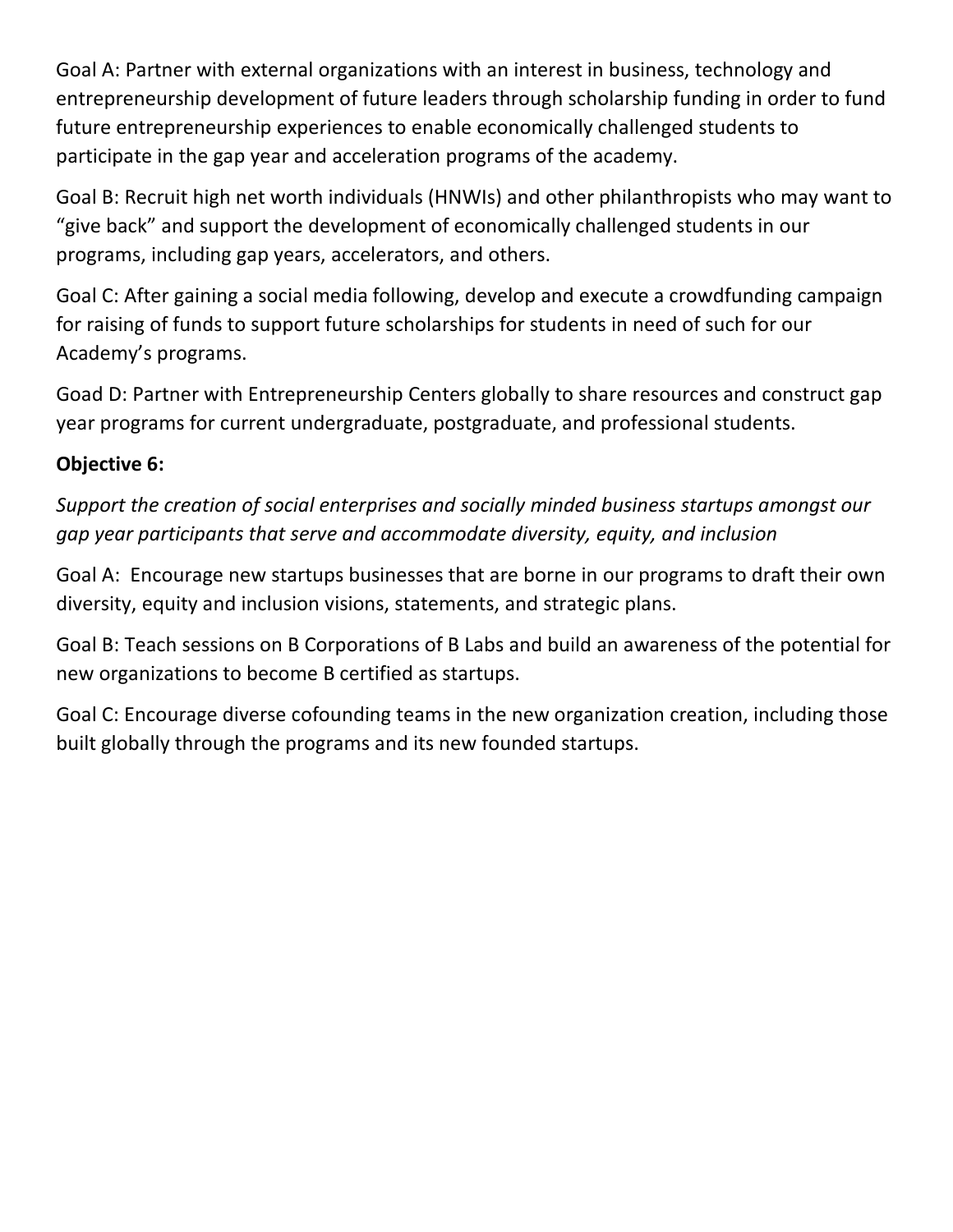Goal A: Partner with external organizations with an interest in business, technology and entrepreneurship development of future leaders through scholarship funding in order to fund future entrepreneurship experiences to enable economically challenged students to participate in the gap year and acceleration programs of the academy.

Goal B: Recruit high net worth individuals (HNWIs) and other philanthropists who may want to "give back" and support the development of economically challenged students in our programs, including gap years, accelerators, and others.

Goal C: After gaining a social media following, develop and execute a crowdfunding campaign for raising of funds to support future scholarships for students in need of such for our Academy's programs.

Goad D: Partner with Entrepreneurship Centers globally to share resources and construct gap year programs for current undergraduate, postgraduate, and professional students.

**Objective 6:**

*Support the creation of social enterprises and socially minded business startups amongst our gap year participants that serve and accommodate diversity, equity, and inclusion*

Goal A: Encourage new startups businesses that are borne in our programs to draft their own diversity, equity and inclusion visions, statements, and strategic plans.

Goal B: Teach sessions on B Corporations of B Labs and build an awareness of the potential for new organizations to become B certified as startups.

Goal C: Encourage diverse cofounding teams in the new organization creation, including those built globally through the programs and its new founded startups.